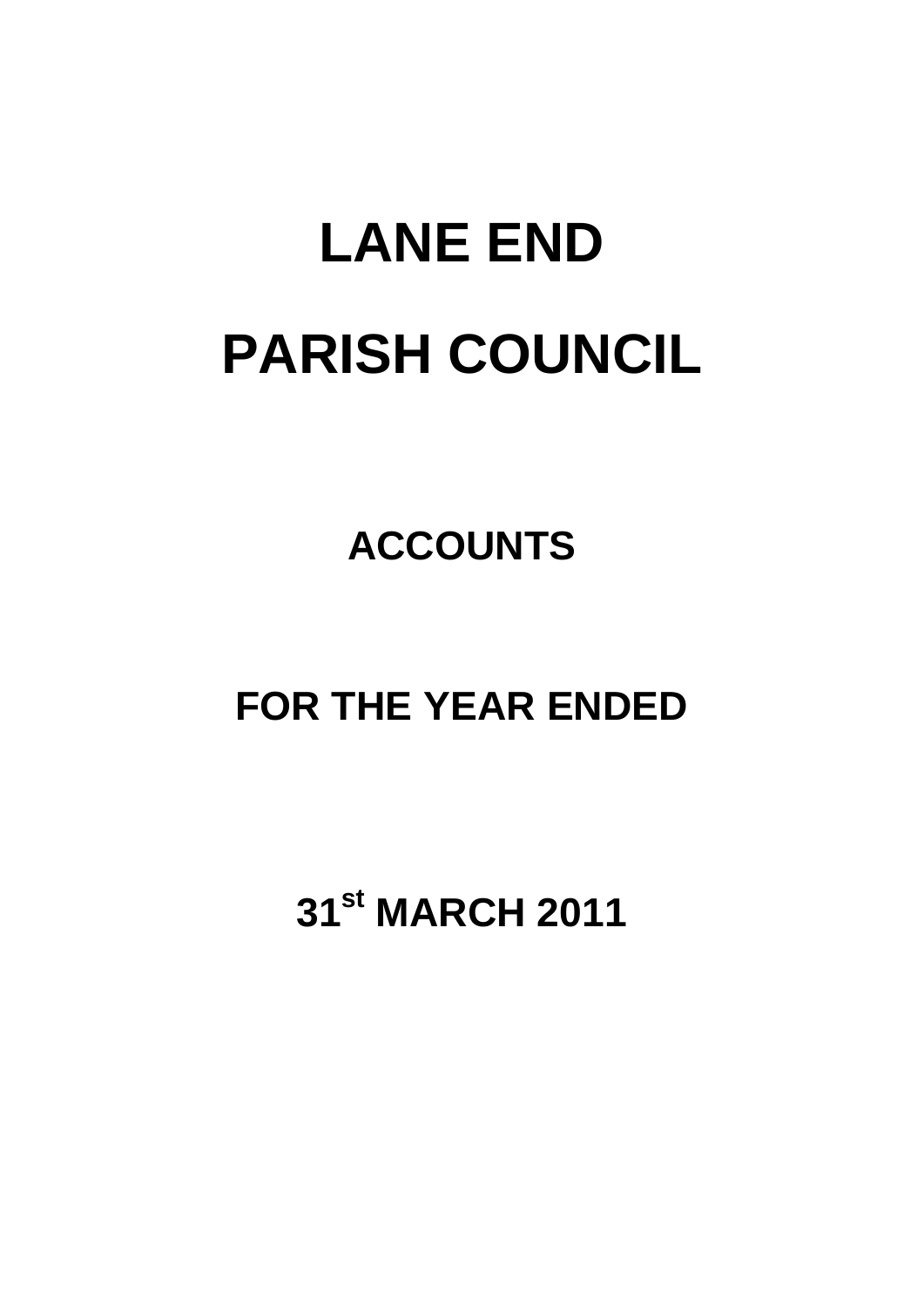# LANE END

# PARISH COUNCIL

## ACCOUNTS

## FOR THE YEAR ENDED

## 31st MARCH 2011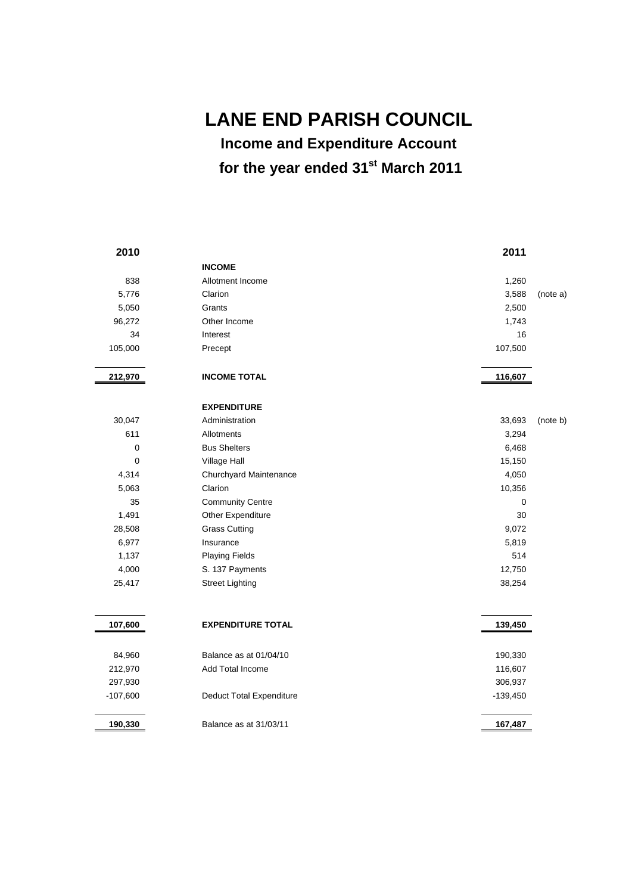# LANE END PARISH COUNCIL

## Income and Expenditure Account

## for the year ended 31st March 2011

| 2010 | | 2011 | |
|---|---|---|---|
| | **INCOME** | | |
| 838 | Allotment Income | 1,260 | |
| 5,776 | Clarion | 3,588 | (note a) |
| 5,050 | Grants | 2,500 | |
| 96,272 | Other Income | 1,743 | |
| 34 | Interest | 16 | |
| 105,000 | Precept | 107,500 | |
| **212,970** | **INCOME TOTAL** | **116,607** | |
| | **EXPENDITURE** | | |
| 30,047 | Administration | 33,693 | (note b) |
| 611 | Allotments | 3,294 | |
| 0 | Bus Shelters | 6,468 | |
| 0 | Village Hall | 15,150 | |
| 4,314 | Churchyard Maintenance | 4,050 | |
| 5,063 | Clarion | 10,356 | |
| 35 | Community Centre | 0 | |
| 1,491 | Other Expenditure | 30 | |
| 28,508 | Grass Cutting | 9,072 | |
| 6,977 | Insurance | 5,819 | |
| 1,137 | Playing Fields | 514 | |
| 4,000 | S. 137 Payments | 12,750 | |
| 25,417 | Street Lighting | 38,254 | |
| **107,600** | **EXPENDITURE TOTAL** | **139,450** | |
| 84,960 | Balance as at 01/04/10 | 190,330 | |
| 212,970 | Add Total Income | 116,607 | |
| 297,930 | | 306,937 | |
| -107,600 | Deduct Total Expenditure | -139,450 | |
| **190,330** | Balance as at 31/03/11 | **167,487** | |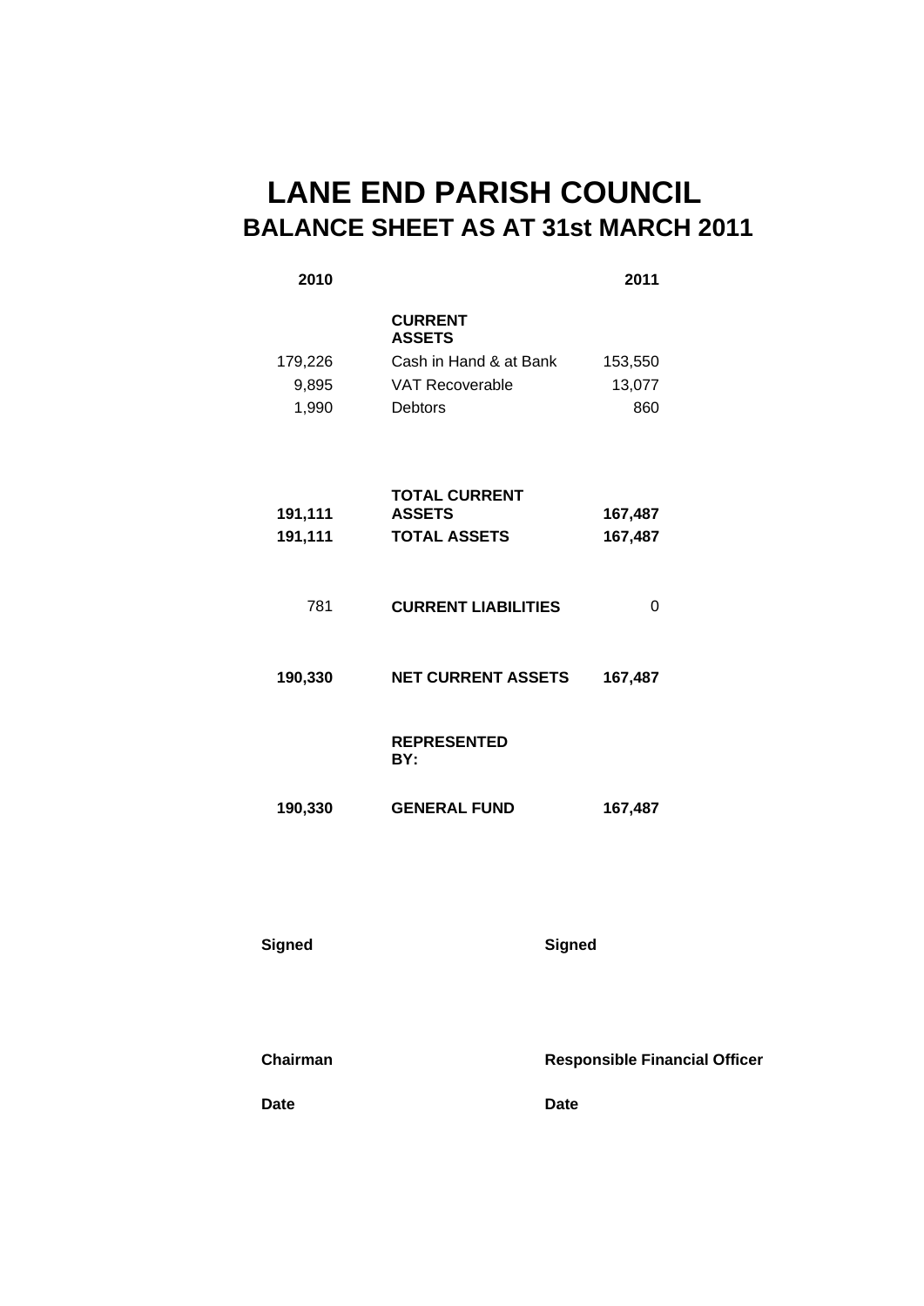# LANE END PARISH COUNCIL

## BALANCE SHEET AS AT 31st MARCH 2011

| 2010 | | 2011 |
|---:|---|---:|
| | **CURRENT ASSETS** | |
| 179,226 | Cash in Hand & at Bank | 153,550 |
| 9,895 | VAT Recoverable | 13,077 |
| 1,990 | Debtors | 860 |
| **191,111** | **TOTAL CURRENT ASSETS** | **167,487** |
| **191,111** | **TOTAL ASSETS** | **167,487** |
| 781 | **CURRENT LIABILITIES** | 0 |
| **190,330** | **NET CURRENT ASSETS** | **167,487** |
| | **REPRESENTED BY:** | |
| **190,330** | **GENERAL FUND** | **167,487** |

**Signed** **Signed**

**Chairman** **Responsible Financial Officer**

**Date** **Date**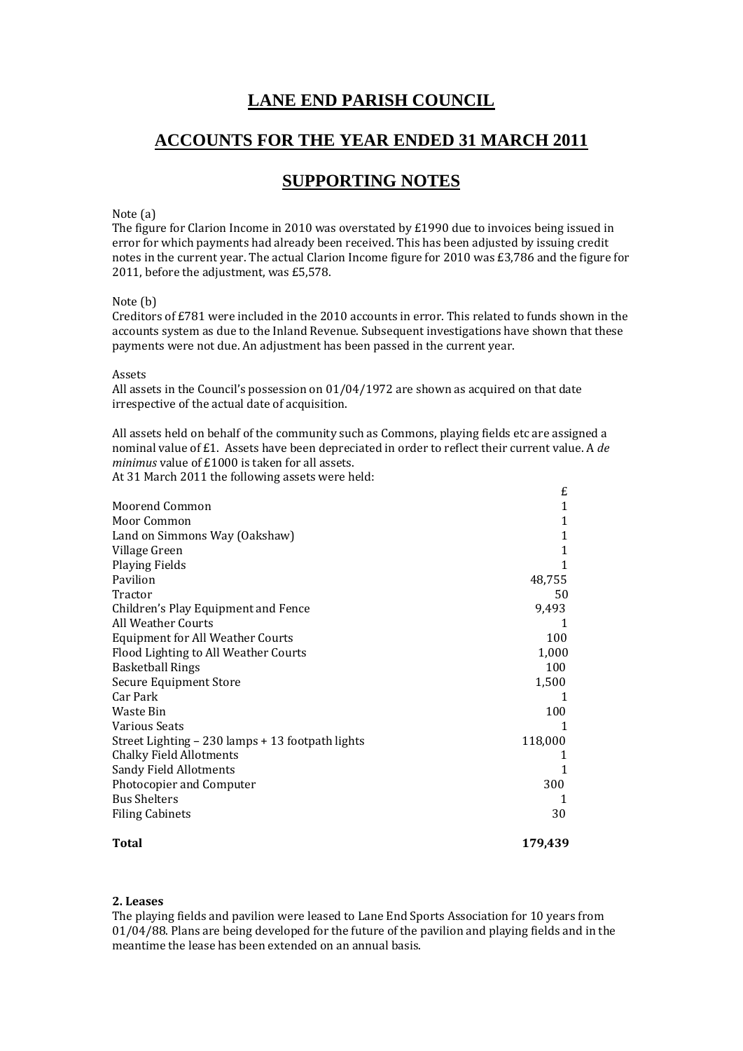# LANE END PARISH COUNCIL

## ACCOUNTS FOR THE YEAR ENDED 31 MARCH 2011

## SUPPORTING NOTES

Note (a)
The figure for Clarion Income in 2010 was overstated by £1990 due to invoices being issued in error for which payments had already been received. This has been adjusted by issuing credit notes in the current year. The actual Clarion Income figure for 2010 was £3,786 and the figure for 2011, before the adjustment, was £5,578.

Note (b)
Creditors of £781 were included in the 2010 accounts in error. This related to funds shown in the accounts system as due to the Inland Revenue. Subsequent investigations have shown that these payments were not due. An adjustment has been passed in the current year.

Assets
All assets in the Council's possession on 01/04/1972 are shown as acquired on that date irrespective of the actual date of acquisition.

All assets held on behalf of the community such as Commons, playing fields etc are assigned a nominal value of £1. Assets have been depreciated in order to reflect their current value. A *de minimus* value of £1000 is taken for all assets.
At 31 March 2011 the following assets were held:

| | £ |
|---|---|
| Moorend Common | 1 |
| Moor Common | 1 |
| Land on Simmons Way (Oakshaw) | 1 |
| Village Green | 1 |
| Playing Fields | 1 |
| Pavilion | 48,755 |
| Tractor | 50 |
| Children's Play Equipment and Fence | 9,493 |
| All Weather Courts | 1 |
| Equipment for All Weather Courts | 100 |
| Flood Lighting to All Weather Courts | 1,000 |
| Basketball Rings | 100 |
| Secure Equipment Store | 1,500 |
| Car Park | 1 |
| Waste Bin | 100 |
| Various Seats | 1 |
| Street Lighting – 230 lamps + 13 footpath lights | 118,000 |
| Chalky Field Allotments | 1 |
| Sandy Field Allotments | 1 |
| Photocopier and Computer | 300 |
| Bus Shelters | 1 |
| Filing Cabinets | 30 |
| **Total** | **179,439** |

**2. Leases**
The playing fields and pavilion were leased to Lane End Sports Association for 10 years from 01/04/88. Plans are being developed for the future of the pavilion and playing fields and in the meantime the lease has been extended on an annual basis.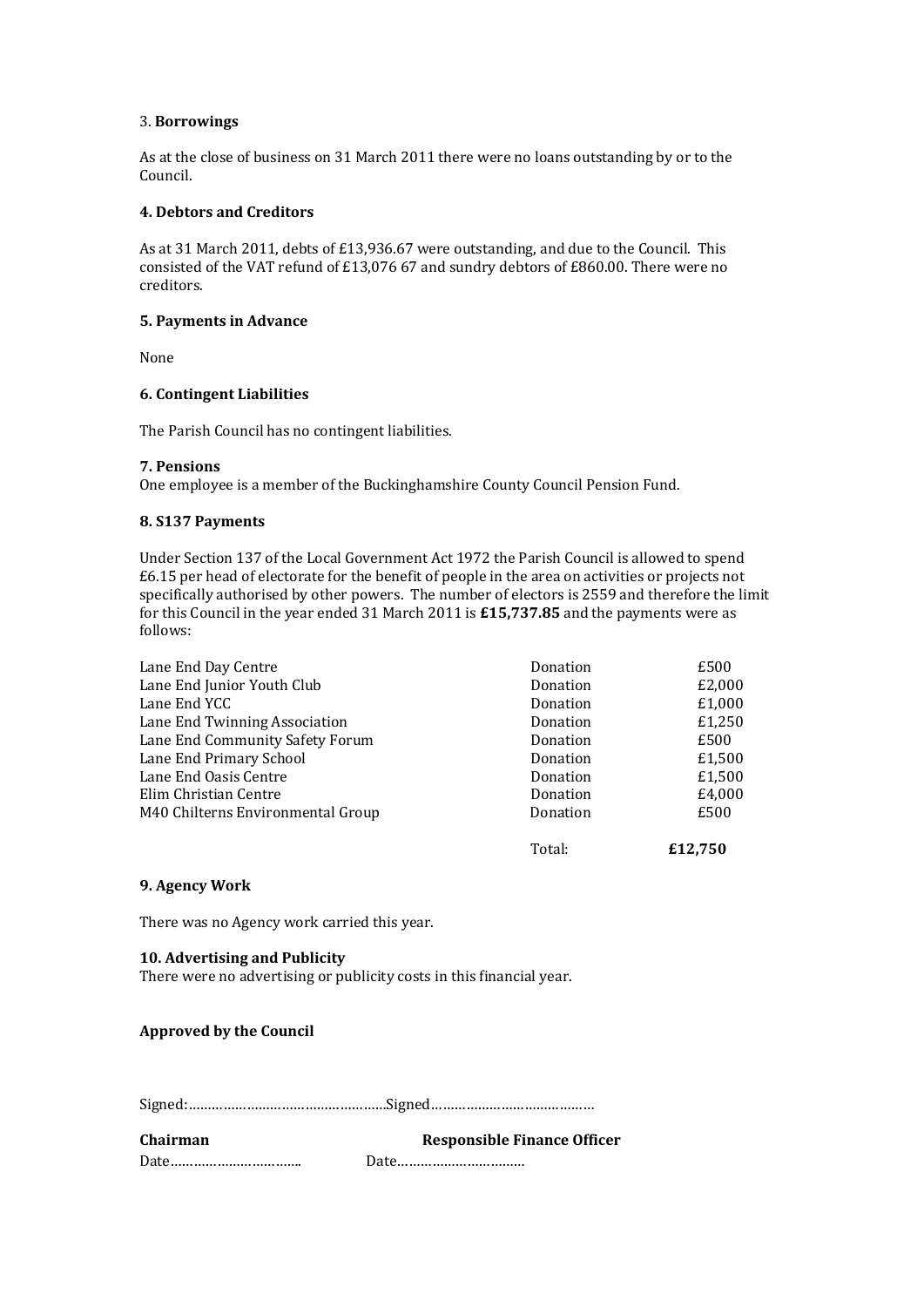3. **Borrowings**

As at the close of business on 31 March 2011 there were no loans outstanding by or to the Council.

**4. Debtors and Creditors**

As at 31 March 2011, debts of £13,936.67 were outstanding, and due to the Council. This consisted of the VAT refund of £13,076 67 and sundry debtors of £860.00. There were no creditors.

**5. Payments in Advance**

None

**6. Contingent Liabilities**

The Parish Council has no contingent liabilities.

**7. Pensions**

One employee is a member of the Buckinghamshire County Council Pension Fund.

**8. S137 Payments**

Under Section 137 of the Local Government Act 1972 the Parish Council is allowed to spend £6.15 per head of electorate for the benefit of people in the area on activities or projects not specifically authorised by other powers. The number of electors is 2559 and therefore the limit for this Council in the year ended 31 March 2011 is **£15,737.85** and the payments were as follows:

| | | |
|---|---|---|
| Lane End Day Centre | Donation | £500 |
| Lane End Junior Youth Club | Donation | £2,000 |
| Lane End YCC | Donation | £1,000 |
| Lane End Twinning Association | Donation | £1,250 |
| Lane End Community Safety Forum | Donation | £500 |
| Lane End Primary School | Donation | £1,500 |
| Lane End Oasis Centre | Donation | £1,500 |
| Elim Christian Centre | Donation | £4,000 |
| M40 Chilterns Environmental Group | Donation | £500 |
| | Total: | **£12,750** |

**9. Agency Work**

There was no Agency work carried this year.

**10. Advertising and Publicity**

There were no advertising or publicity costs in this financial year.

**Approved by the Council**

Signed:……………………………………………Signed……………………………………

**Chairman** **Responsible Finance Officer**

Date…………………………… Date……………………………